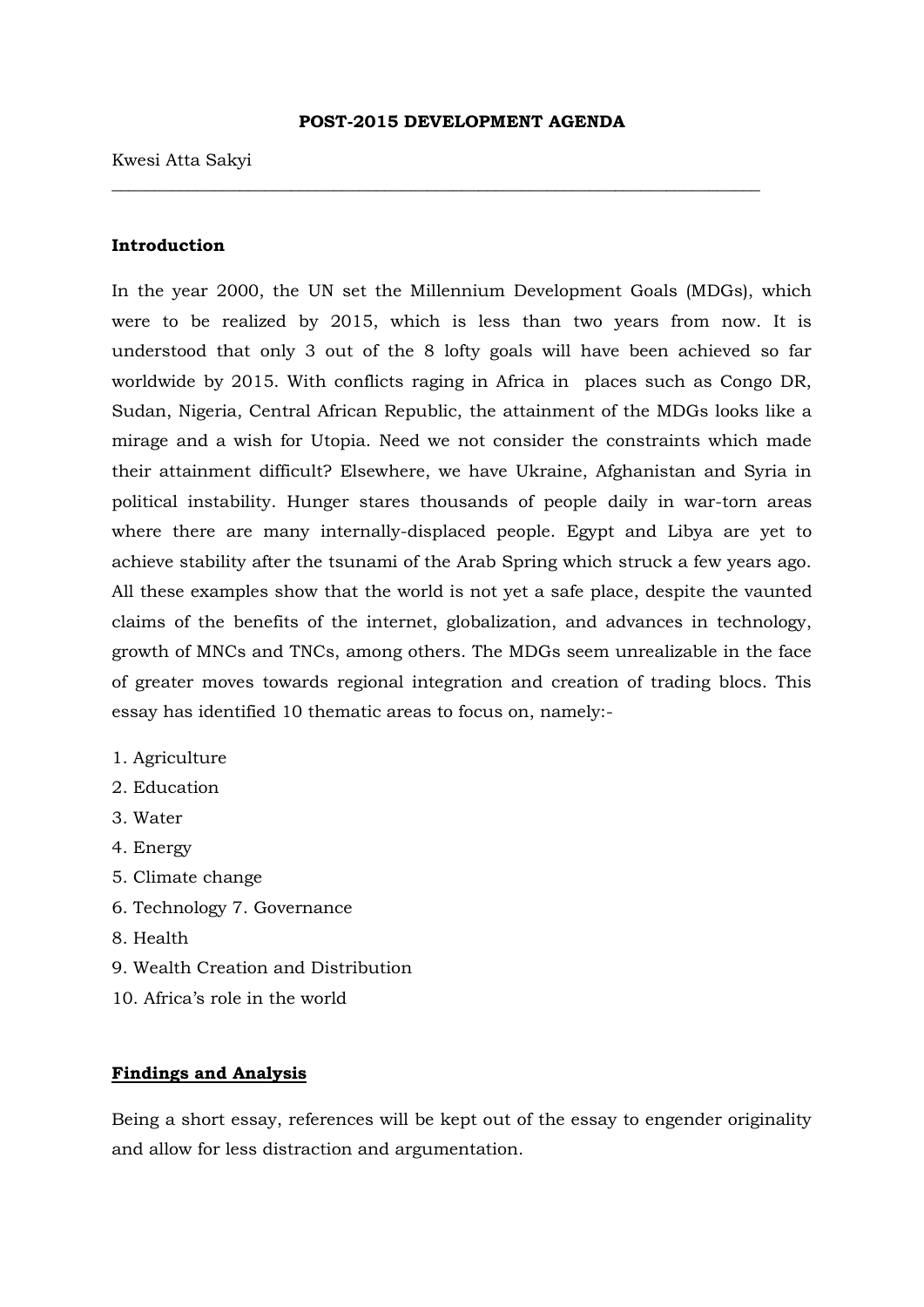# POST-2015 DEVELOPMENT AGENDA

Kwesi Atta Sakyi

---

## Introduction

In the year 2000, the UN set the Millennium Development Goals (MDGs), which were to be realized by 2015, which is less than two years from now. It is understood that only 3 out of the 8 lofty goals will have been achieved so far worldwide by 2015. With conflicts raging in Africa in places such as Congo DR, Sudan, Nigeria, Central African Republic, the attainment of the MDGs looks like a mirage and a wish for Utopia. Need we not consider the constraints which made their attainment difficult? Elsewhere, we have Ukraine, Afghanistan and Syria in political instability. Hunger stares thousands of people daily in war-torn areas where there are many internally-displaced people. Egypt and Libya are yet to achieve stability after the tsunami of the Arab Spring which struck a few years ago. All these examples show that the world is not yet a safe place, despite the vaunted claims of the benefits of the internet, globalization, and advances in technology, growth of MNCs and TNCs, among others. The MDGs seem unrealizable in the face of greater moves towards regional integration and creation of trading blocs. This essay has identified 10 thematic areas to focus on, namely:-

1. Agriculture
2. Education
3. Water
4. Energy
5. Climate change
6. Technology 7. Governance
8. Health
9. Wealth Creation and Distribution
10. Africa's role in the world

## Findings and Analysis

Being a short essay, references will be kept out of the essay to engender originality and allow for less distraction and argumentation.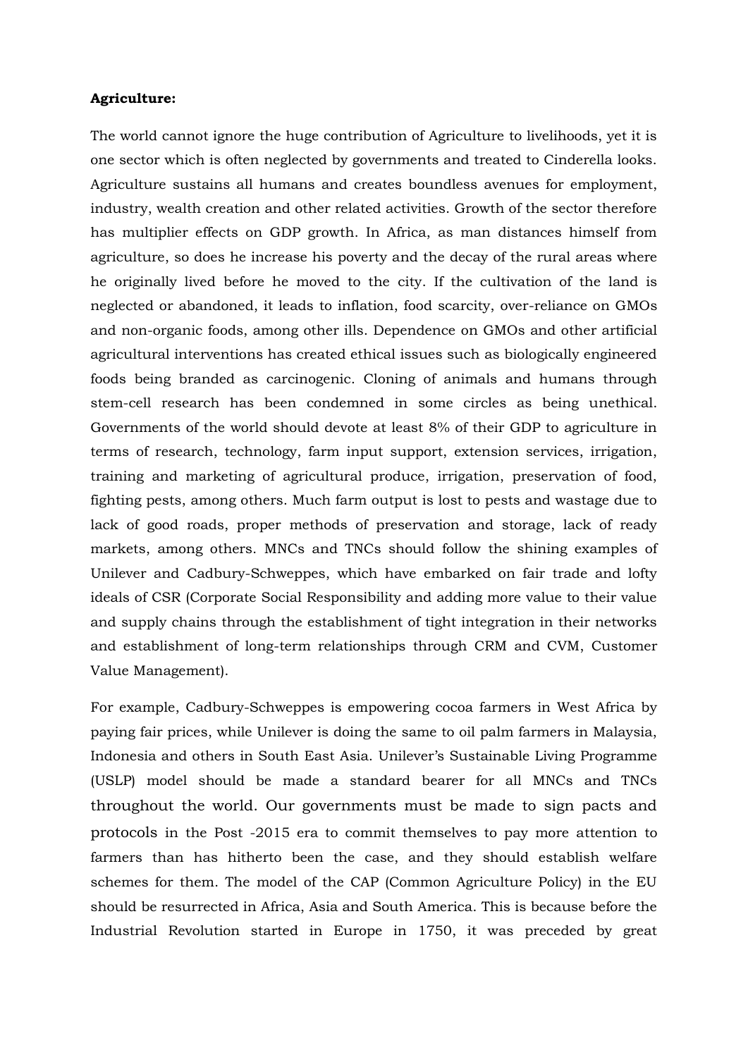**Agriculture:**

The world cannot ignore the huge contribution of Agriculture to livelihoods, yet it is one sector which is often neglected by governments and treated to Cinderella looks. Agriculture sustains all humans and creates boundless avenues for employment, industry, wealth creation and other related activities. Growth of the sector therefore has multiplier effects on GDP growth. In Africa, as man distances himself from agriculture, so does he increase his poverty and the decay of the rural areas where he originally lived before he moved to the city. If the cultivation of the land is neglected or abandoned, it leads to inflation, food scarcity, over-reliance on GMOs and non-organic foods, among other ills. Dependence on GMOs and other artificial agricultural interventions has created ethical issues such as biologically engineered foods being branded as carcinogenic. Cloning of animals and humans through stem-cell research has been condemned in some circles as being unethical. Governments of the world should devote at least 8% of their GDP to agriculture in terms of research, technology, farm input support, extension services, irrigation, training and marketing of agricultural produce, irrigation, preservation of food, fighting pests, among others. Much farm output is lost to pests and wastage due to lack of good roads, proper methods of preservation and storage, lack of ready markets, among others. MNCs and TNCs should follow the shining examples of Unilever and Cadbury-Schweppes, which have embarked on fair trade and lofty ideals of CSR (Corporate Social Responsibility and adding more value to their value and supply chains through the establishment of tight integration in their networks and establishment of long-term relationships through CRM and CVM, Customer Value Management).

For example, Cadbury-Schweppes is empowering cocoa farmers in West Africa by paying fair prices, while Unilever is doing the same to oil palm farmers in Malaysia, Indonesia and others in South East Asia. Unilever's Sustainable Living Programme (USLP) model should be made a standard bearer for all MNCs and TNCs throughout the world. Our governments must be made to sign pacts and protocols in the Post -2015 era to commit themselves to pay more attention to farmers than has hitherto been the case, and they should establish welfare schemes for them. The model of the CAP (Common Agriculture Policy) in the EU should be resurrected in Africa, Asia and South America. This is because before the Industrial Revolution started in Europe in 1750, it was preceded by great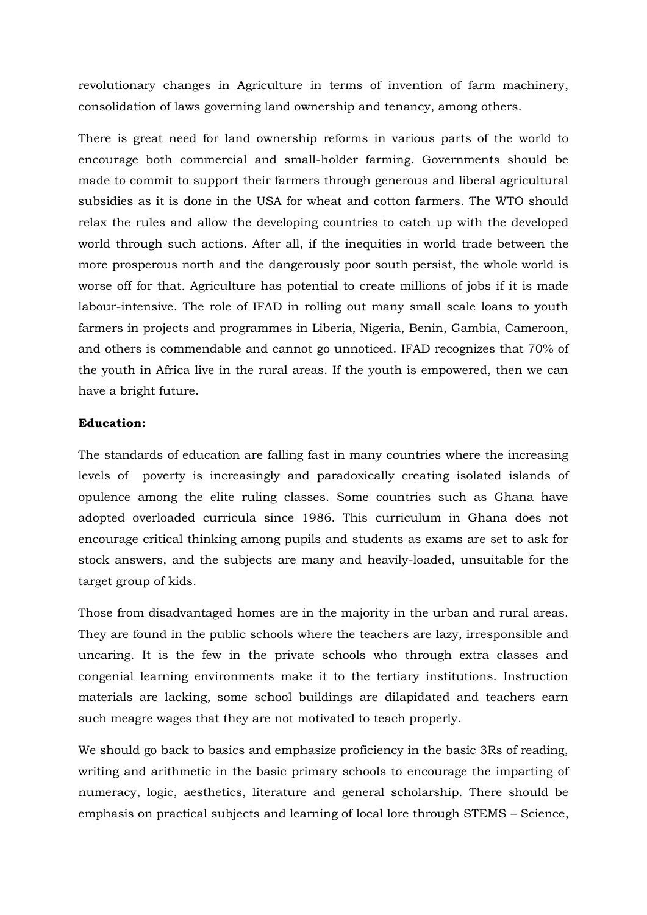revolutionary changes in Agriculture in terms of invention of farm machinery, consolidation of laws governing land ownership and tenancy, among others.

There is great need for land ownership reforms in various parts of the world to encourage both commercial and small-holder farming. Governments should be made to commit to support their farmers through generous and liberal agricultural subsidies as it is done in the USA for wheat and cotton farmers. The WTO should relax the rules and allow the developing countries to catch up with the developed world through such actions. After all, if the inequities in world trade between the more prosperous north and the dangerously poor south persist, the whole world is worse off for that. Agriculture has potential to create millions of jobs if it is made labour-intensive. The role of IFAD in rolling out many small scale loans to youth farmers in projects and programmes in Liberia, Nigeria, Benin, Gambia, Cameroon, and others is commendable and cannot go unnoticed. IFAD recognizes that 70% of the youth in Africa live in the rural areas. If the youth is empowered, then we can have a bright future.

**Education:**

The standards of education are falling fast in many countries where the increasing levels of poverty is increasingly and paradoxically creating isolated islands of opulence among the elite ruling classes. Some countries such as Ghana have adopted overloaded curricula since 1986. This curriculum in Ghana does not encourage critical thinking among pupils and students as exams are set to ask for stock answers, and the subjects are many and heavily-loaded, unsuitable for the target group of kids.

Those from disadvantaged homes are in the majority in the urban and rural areas. They are found in the public schools where the teachers are lazy, irresponsible and uncaring. It is the few in the private schools who through extra classes and congenial learning environments make it to the tertiary institutions. Instruction materials are lacking, some school buildings are dilapidated and teachers earn such meagre wages that they are not motivated to teach properly.

We should go back to basics and emphasize proficiency in the basic 3Rs of reading, writing and arithmetic in the basic primary schools to encourage the imparting of numeracy, logic, aesthetics, literature and general scholarship. There should be emphasis on practical subjects and learning of local lore through STEMS – Science,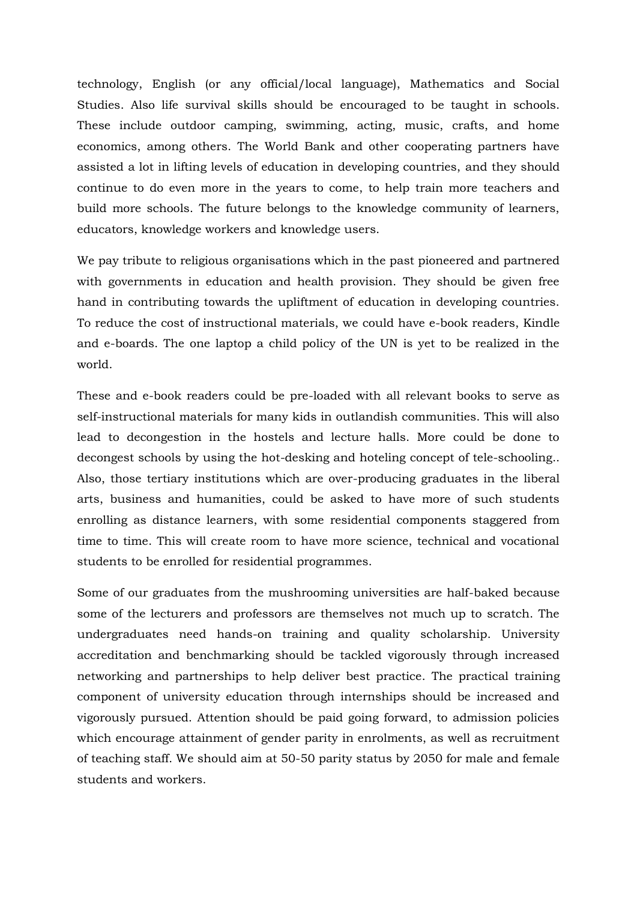technology, English (or any official/local language), Mathematics and Social Studies. Also life survival skills should be encouraged to be taught in schools. These include outdoor camping, swimming, acting, music, crafts, and home economics, among others. The World Bank and other cooperating partners have assisted a lot in lifting levels of education in developing countries, and they should continue to do even more in the years to come, to help train more teachers and build more schools. The future belongs to the knowledge community of learners, educators, knowledge workers and knowledge users.

We pay tribute to religious organisations which in the past pioneered and partnered with governments in education and health provision. They should be given free hand in contributing towards the upliftment of education in developing countries. To reduce the cost of instructional materials, we could have e-book readers, Kindle and e-boards. The one laptop a child policy of the UN is yet to be realized in the world.

These and e-book readers could be pre-loaded with all relevant books to serve as self-instructional materials for many kids in outlandish communities. This will also lead to decongestion in the hostels and lecture halls. More could be done to decongest schools by using the hot-desking and hoteling concept of tele-schooling.. Also, those tertiary institutions which are over-producing graduates in the liberal arts, business and humanities, could be asked to have more of such students enrolling as distance learners, with some residential components staggered from time to time. This will create room to have more science, technical and vocational students to be enrolled for residential programmes.

Some of our graduates from the mushrooming universities are half-baked because some of the lecturers and professors are themselves not much up to scratch. The undergraduates need hands-on training and quality scholarship. University accreditation and benchmarking should be tackled vigorously through increased networking and partnerships to help deliver best practice. The practical training component of university education through internships should be increased and vigorously pursued. Attention should be paid going forward, to admission policies which encourage attainment of gender parity in enrolments, as well as recruitment of teaching staff. We should aim at 50-50 parity status by 2050 for male and female students and workers.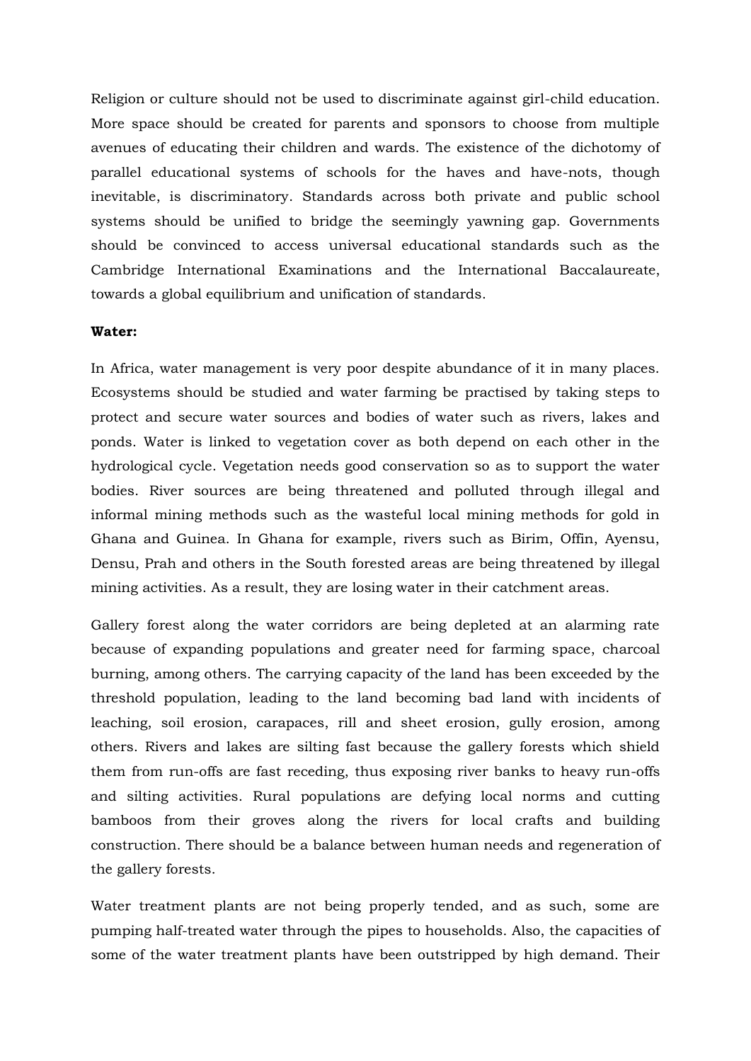Religion or culture should not be used to discriminate against girl-child education. More space should be created for parents and sponsors to choose from multiple avenues of educating their children and wards. The existence of the dichotomy of parallel educational systems of schools for the haves and have-nots, though inevitable, is discriminatory. Standards across both private and public school systems should be unified to bridge the seemingly yawning gap. Governments should be convinced to access universal educational standards such as the Cambridge International Examinations and the International Baccalaureate, towards a global equilibrium and unification of standards.

**Water:**

In Africa, water management is very poor despite abundance of it in many places. Ecosystems should be studied and water farming be practised by taking steps to protect and secure water sources and bodies of water such as rivers, lakes and ponds. Water is linked to vegetation cover as both depend on each other in the hydrological cycle. Vegetation needs good conservation so as to support the water bodies. River sources are being threatened and polluted through illegal and informal mining methods such as the wasteful local mining methods for gold in Ghana and Guinea. In Ghana for example, rivers such as Birim, Offin, Ayensu, Densu, Prah and others in the South forested areas are being threatened by illegal mining activities. As a result, they are losing water in their catchment areas.

Gallery forest along the water corridors are being depleted at an alarming rate because of expanding populations and greater need for farming space, charcoal burning, among others. The carrying capacity of the land has been exceeded by the threshold population, leading to the land becoming bad land with incidents of leaching, soil erosion, carapaces, rill and sheet erosion, gully erosion, among others. Rivers and lakes are silting fast because the gallery forests which shield them from run-offs are fast receding, thus exposing river banks to heavy run-offs and silting activities. Rural populations are defying local norms and cutting bamboos from their groves along the rivers for local crafts and building construction. There should be a balance between human needs and regeneration of the gallery forests.

Water treatment plants are not being properly tended, and as such, some are pumping half-treated water through the pipes to households. Also, the capacities of some of the water treatment plants have been outstripped by high demand. Their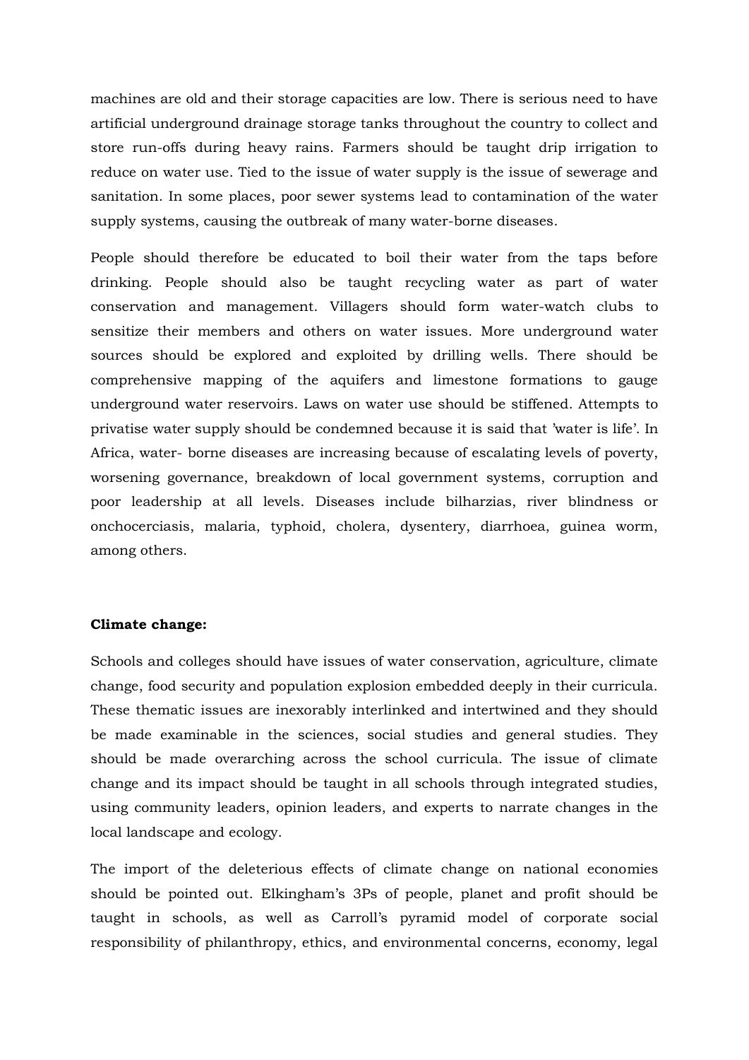machines are old and their storage capacities are low. There is serious need to have artificial underground drainage storage tanks throughout the country to collect and store run-offs during heavy rains. Farmers should be taught drip irrigation to reduce on water use. Tied to the issue of water supply is the issue of sewerage and sanitation. In some places, poor sewer systems lead to contamination of the water supply systems, causing the outbreak of many water-borne diseases.

People should therefore be educated to boil their water from the taps before drinking. People should also be taught recycling water as part of water conservation and management. Villagers should form water-watch clubs to sensitize their members and others on water issues. More underground water sources should be explored and exploited by drilling wells. There should be comprehensive mapping of the aquifers and limestone formations to gauge underground water reservoirs. Laws on water use should be stiffened. Attempts to privatise water supply should be condemned because it is said that 'water is life'. In Africa, water- borne diseases are increasing because of escalating levels of poverty, worsening governance, breakdown of local government systems, corruption and poor leadership at all levels. Diseases include bilharzias, river blindness or onchocerciasis, malaria, typhoid, cholera, dysentery, diarrhoea, guinea worm, among others.

**Climate change:**

Schools and colleges should have issues of water conservation, agriculture, climate change, food security and population explosion embedded deeply in their curricula. These thematic issues are inexorably interlinked and intertwined and they should be made examinable in the sciences, social studies and general studies. They should be made overarching across the school curricula. The issue of climate change and its impact should be taught in all schools through integrated studies, using community leaders, opinion leaders, and experts to narrate changes in the local landscape and ecology.

The import of the deleterious effects of climate change on national economies should be pointed out. Elkingham's 3Ps of people, planet and profit should be taught in schools, as well as Carroll's pyramid model of corporate social responsibility of philanthropy, ethics, and environmental concerns, economy, legal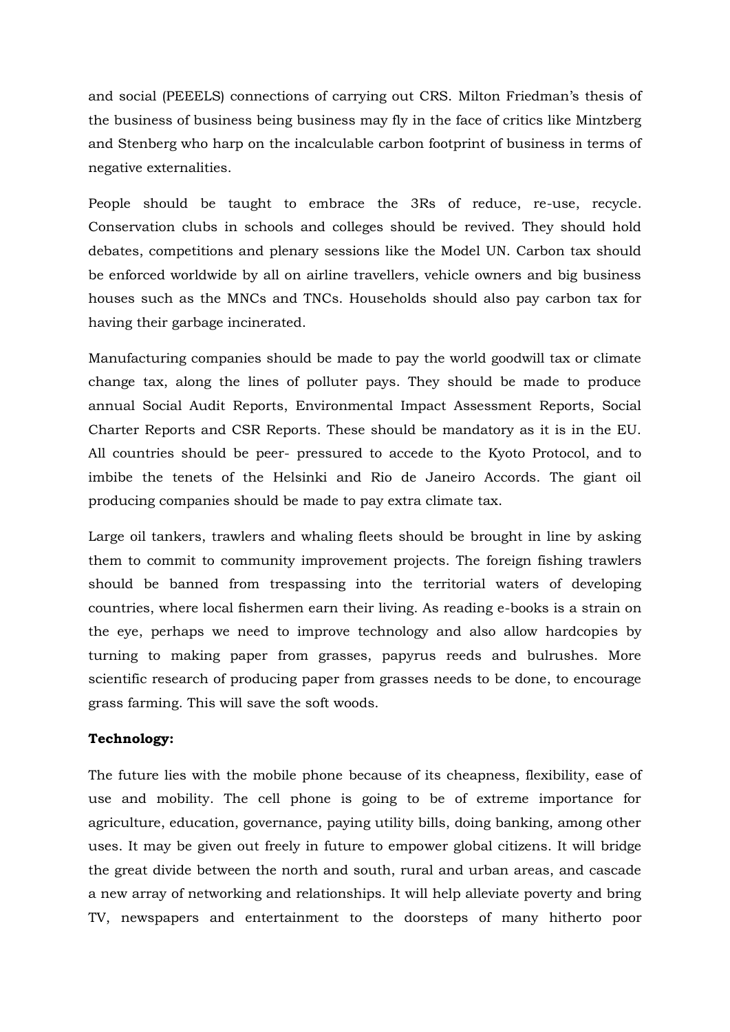and social (PEEELS) connections of carrying out CRS. Milton Friedman's thesis of the business of business being business may fly in the face of critics like Mintzberg and Stenberg who harp on the incalculable carbon footprint of business in terms of negative externalities.

People should be taught to embrace the 3Rs of reduce, re-use, recycle. Conservation clubs in schools and colleges should be revived. They should hold debates, competitions and plenary sessions like the Model UN. Carbon tax should be enforced worldwide by all on airline travellers, vehicle owners and big business houses such as the MNCs and TNCs. Households should also pay carbon tax for having their garbage incinerated.

Manufacturing companies should be made to pay the world goodwill tax or climate change tax, along the lines of polluter pays. They should be made to produce annual Social Audit Reports, Environmental Impact Assessment Reports, Social Charter Reports and CSR Reports. These should be mandatory as it is in the EU. All countries should be peer- pressured to accede to the Kyoto Protocol, and to imbibe the tenets of the Helsinki and Rio de Janeiro Accords. The giant oil producing companies should be made to pay extra climate tax.

Large oil tankers, trawlers and whaling fleets should be brought in line by asking them to commit to community improvement projects. The foreign fishing trawlers should be banned from trespassing into the territorial waters of developing countries, where local fishermen earn their living. As reading e-books is a strain on the eye, perhaps we need to improve technology and also allow hardcopies by turning to making paper from grasses, papyrus reeds and bulrushes. More scientific research of producing paper from grasses needs to be done, to encourage grass farming. This will save the soft woods.

**Technology:**

The future lies with the mobile phone because of its cheapness, flexibility, ease of use and mobility. The cell phone is going to be of extreme importance for agriculture, education, governance, paying utility bills, doing banking, among other uses. It may be given out freely in future to empower global citizens. It will bridge the great divide between the north and south, rural and urban areas, and cascade a new array of networking and relationships. It will help alleviate poverty and bring TV, newspapers and entertainment to the doorsteps of many hitherto poor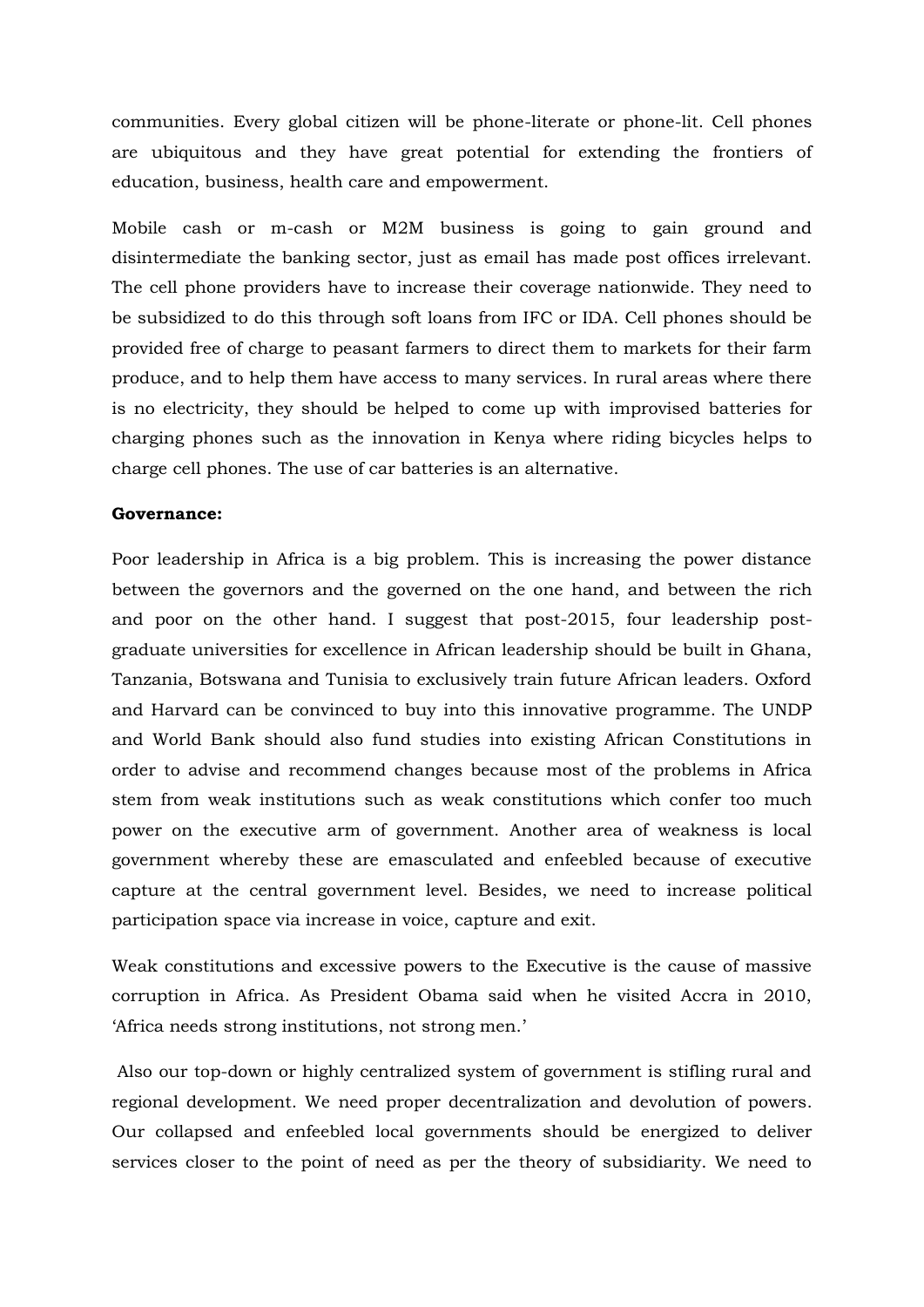communities. Every global citizen will be phone-literate or phone-lit. Cell phones are ubiquitous and they have great potential for extending the frontiers of education, business, health care and empowerment.

Mobile cash or m-cash or M2M business is going to gain ground and disintermediate the banking sector, just as email has made post offices irrelevant. The cell phone providers have to increase their coverage nationwide. They need to be subsidized to do this through soft loans from IFC or IDA. Cell phones should be provided free of charge to peasant farmers to direct them to markets for their farm produce, and to help them have access to many services. In rural areas where there is no electricity, they should be helped to come up with improvised batteries for charging phones such as the innovation in Kenya where riding bicycles helps to charge cell phones. The use of car batteries is an alternative.

**Governance:**

Poor leadership in Africa is a big problem. This is increasing the power distance between the governors and the governed on the one hand, and between the rich and poor on the other hand. I suggest that post-2015, four leadership post-graduate universities for excellence in African leadership should be built in Ghana, Tanzania, Botswana and Tunisia to exclusively train future African leaders. Oxford and Harvard can be convinced to buy into this innovative programme. The UNDP and World Bank should also fund studies into existing African Constitutions in order to advise and recommend changes because most of the problems in Africa stem from weak institutions such as weak constitutions which confer too much power on the executive arm of government. Another area of weakness is local government whereby these are emasculated and enfeebled because of executive capture at the central government level. Besides, we need to increase political participation space via increase in voice, capture and exit.

Weak constitutions and excessive powers to the Executive is the cause of massive corruption in Africa. As President Obama said when he visited Accra in 2010, 'Africa needs strong institutions, not strong men.'

Also our top-down or highly centralized system of government is stifling rural and regional development. We need proper decentralization and devolution of powers. Our collapsed and enfeebled local governments should be energized to deliver services closer to the point of need as per the theory of subsidiarity. We need to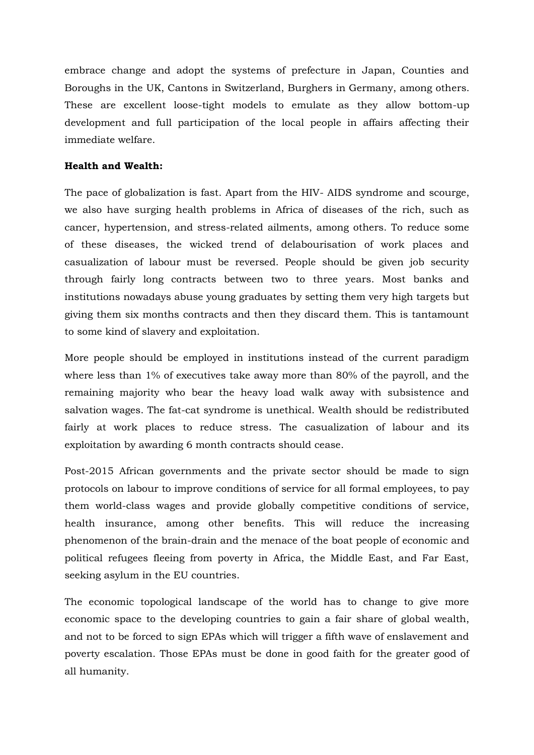embrace change and adopt the systems of prefecture in Japan, Counties and Boroughs in the UK, Cantons in Switzerland, Burghers in Germany, among others. These are excellent loose-tight models to emulate as they allow bottom-up development and full participation of the local people in affairs affecting their immediate welfare.

**Health and Wealth:**

The pace of globalization is fast. Apart from the HIV- AIDS syndrome and scourge, we also have surging health problems in Africa of diseases of the rich, such as cancer, hypertension, and stress-related ailments, among others. To reduce some of these diseases, the wicked trend of delabourisation of work places and casualization of labour must be reversed. People should be given job security through fairly long contracts between two to three years. Most banks and institutions nowadays abuse young graduates by setting them very high targets but giving them six months contracts and then they discard them. This is tantamount to some kind of slavery and exploitation.

More people should be employed in institutions instead of the current paradigm where less than 1% of executives take away more than 80% of the payroll, and the remaining majority who bear the heavy load walk away with subsistence and salvation wages. The fat-cat syndrome is unethical. Wealth should be redistributed fairly at work places to reduce stress. The casualization of labour and its exploitation by awarding 6 month contracts should cease.

Post-2015 African governments and the private sector should be made to sign protocols on labour to improve conditions of service for all formal employees, to pay them world-class wages and provide globally competitive conditions of service, health insurance, among other benefits. This will reduce the increasing phenomenon of the brain-drain and the menace of the boat people of economic and political refugees fleeing from poverty in Africa, the Middle East, and Far East, seeking asylum in the EU countries.

The economic topological landscape of the world has to change to give more economic space to the developing countries to gain a fair share of global wealth, and not to be forced to sign EPAs which will trigger a fifth wave of enslavement and poverty escalation. Those EPAs must be done in good faith for the greater good of all humanity.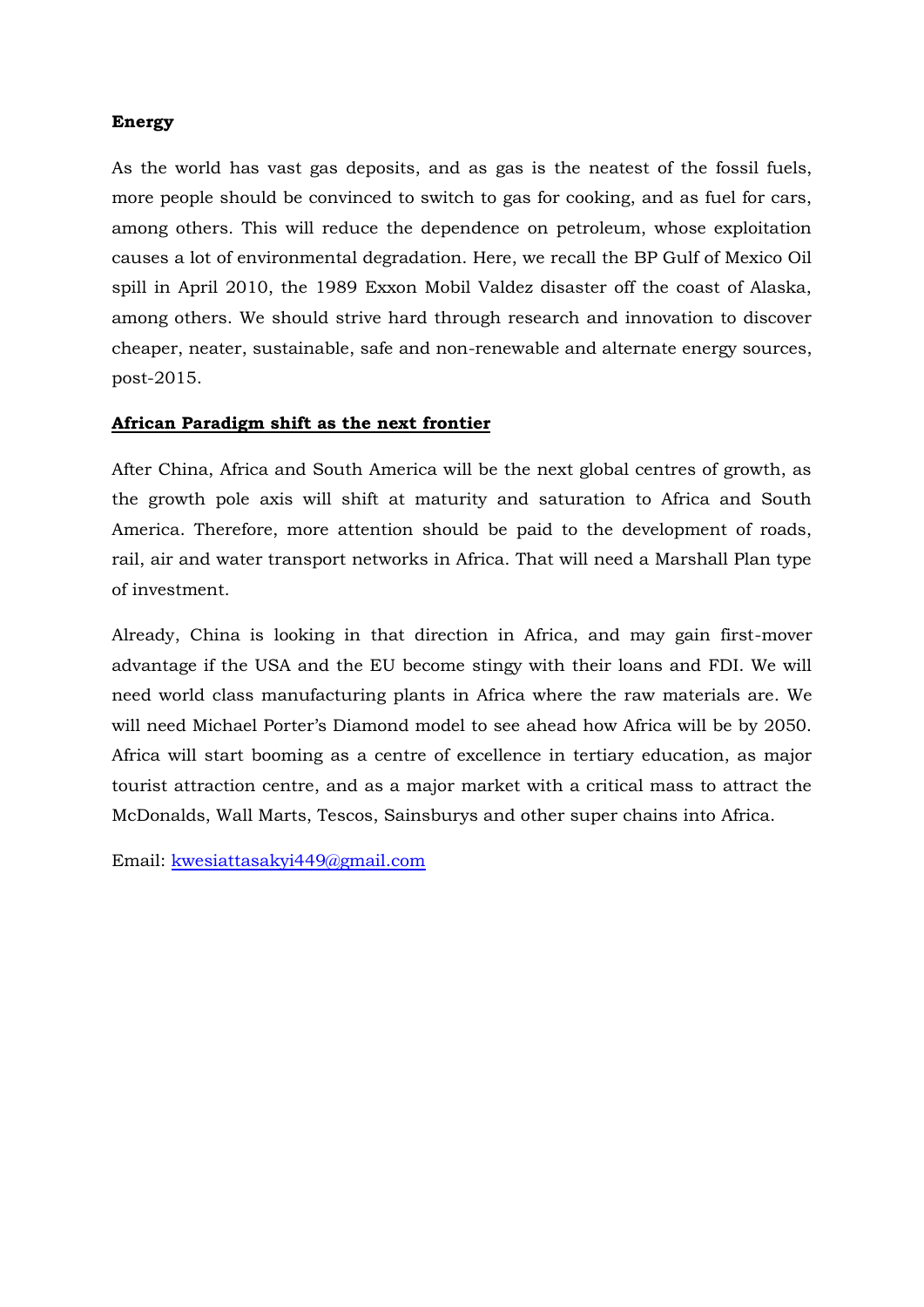**Energy**

As the world has vast gas deposits, and as gas is the neatest of the fossil fuels, more people should be convinced to switch to gas for cooking, and as fuel for cars, among others. This will reduce the dependence on petroleum, whose exploitation causes a lot of environmental degradation. Here, we recall the BP Gulf of Mexico Oil spill in April 2010, the 1989 Exxon Mobil Valdez disaster off the coast of Alaska, among others. We should strive hard through research and innovation to discover cheaper, neater, sustainable, safe and non-renewable and alternate energy sources, post-2015.

**African Paradigm shift as the next frontier**

After China, Africa and South America will be the next global centres of growth, as the growth pole axis will shift at maturity and saturation to Africa and South America. Therefore, more attention should be paid to the development of roads, rail, air and water transport networks in Africa. That will need a Marshall Plan type of investment.

Already, China is looking in that direction in Africa, and may gain first-mover advantage if the USA and the EU become stingy with their loans and FDI. We will need world class manufacturing plants in Africa where the raw materials are. We will need Michael Porter's Diamond model to see ahead how Africa will be by 2050. Africa will start booming as a centre of excellence in tertiary education, as major tourist attraction centre, and as a major market with a critical mass to attract the McDonalds, Wall Marts, Tescos, Sainsburys and other super chains into Africa.

Email: kwesiattasakyi449@gmail.com